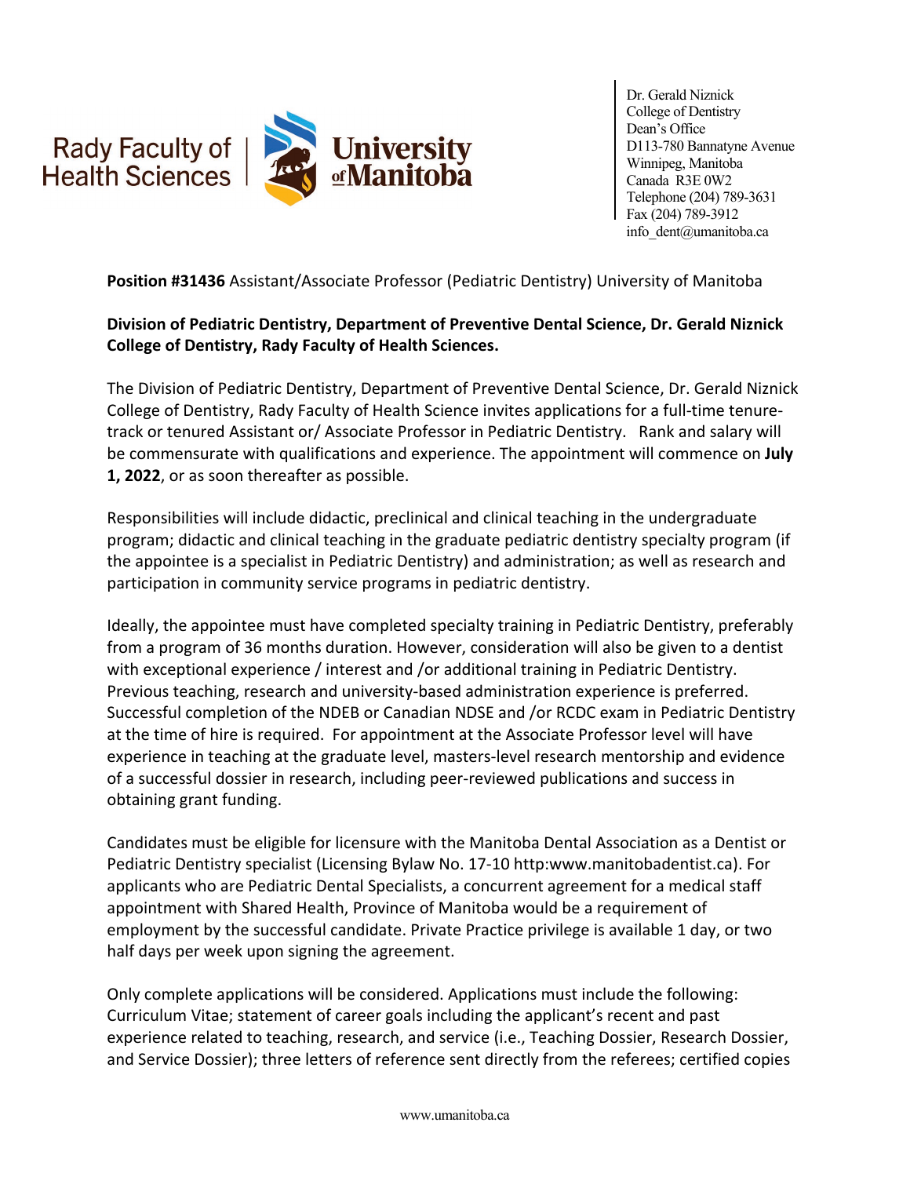Rady Faculty of Health Sciences | University of Manitoba

Dr. Gerald Niznick
College of Dentistry
Dean's Office
D113-780 Bannatyne Avenue
Winnipeg, Manitoba
Canada R3E 0W2
Telephone (204) 789-3631
Fax (204) 789-3912
info_dent@umanitoba.ca

**Position #31436** Assistant/Associate Professor (Pediatric Dentistry) University of Manitoba

**Division of Pediatric Dentistry, Department of Preventive Dental Science, Dr. Gerald Niznick College of Dentistry, Rady Faculty of Health Sciences.**

The Division of Pediatric Dentistry, Department of Preventive Dental Science, Dr. Gerald Niznick College of Dentistry, Rady Faculty of Health Science invites applications for a full-time tenure-track or tenured Assistant or/ Associate Professor in Pediatric Dentistry. Rank and salary will be commensurate with qualifications and experience. The appointment will commence on **July 1, 2022**, or as soon thereafter as possible.

Responsibilities will include didactic, preclinical and clinical teaching in the undergraduate program; didactic and clinical teaching in the graduate pediatric dentistry specialty program (if the appointee is a specialist in Pediatric Dentistry) and administration; as well as research and participation in community service programs in pediatric dentistry.

Ideally, the appointee must have completed specialty training in Pediatric Dentistry, preferably from a program of 36 months duration. However, consideration will also be given to a dentist with exceptional experience / interest and /or additional training in Pediatric Dentistry. Previous teaching, research and university-based administration experience is preferred. Successful completion of the NDEB or Canadian NDSE and /or RCDC exam in Pediatric Dentistry at the time of hire is required. For appointment at the Associate Professor level will have experience in teaching at the graduate level, masters-level research mentorship and evidence of a successful dossier in research, including peer-reviewed publications and success in obtaining grant funding.

Candidates must be eligible for licensure with the Manitoba Dental Association as a Dentist or Pediatric Dentistry specialist (Licensing Bylaw No. 17-10 http:www.manitobadentist.ca). For applicants who are Pediatric Dental Specialists, a concurrent agreement for a medical staff appointment with Shared Health, Province of Manitoba would be a requirement of employment by the successful candidate. Private Practice privilege is available 1 day, or two half days per week upon signing the agreement.

Only complete applications will be considered. Applications must include the following: Curriculum Vitae; statement of career goals including the applicant's recent and past experience related to teaching, research, and service (i.e., Teaching Dossier, Research Dossier, and Service Dossier); three letters of reference sent directly from the referees; certified copies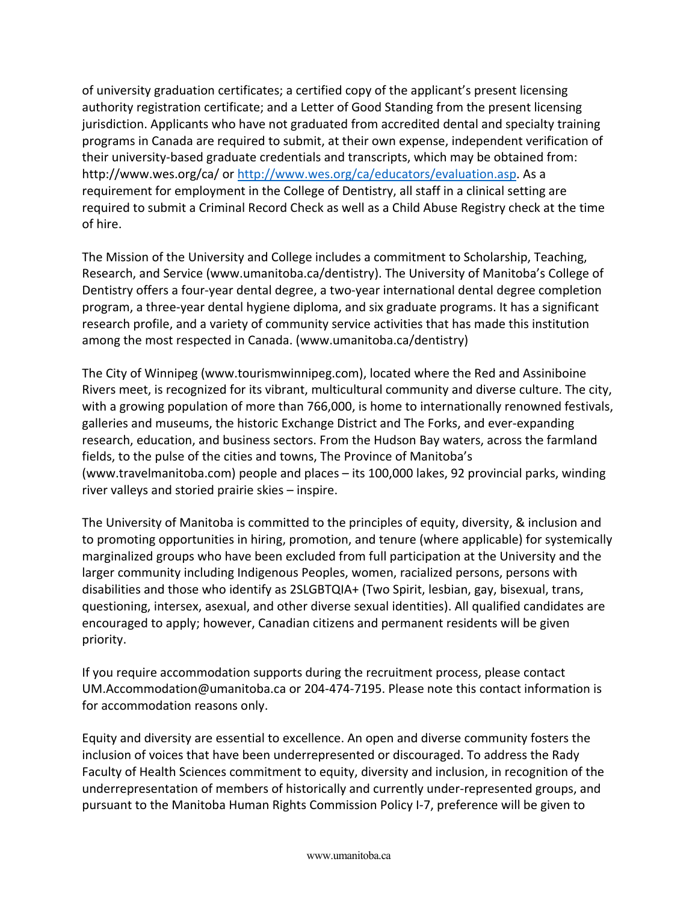of university graduation certificates; a certified copy of the applicant's present licensing authority registration certificate; and a Letter of Good Standing from the present licensing jurisdiction. Applicants who have not graduated from accredited dental and specialty training programs in Canada are required to submit, at their own expense, independent verification of their university-based graduate credentials and transcripts, which may be obtained from: http://www.wes.org/ca/ or http://www.wes.org/ca/educators/evaluation.asp. As a requirement for employment in the College of Dentistry, all staff in a clinical setting are required to submit a Criminal Record Check as well as a Child Abuse Registry check at the time of hire.

The Mission of the University and College includes a commitment to Scholarship, Teaching, Research, and Service (www.umanitoba.ca/dentistry). The University of Manitoba's College of Dentistry offers a four-year dental degree, a two-year international dental degree completion program, a three-year dental hygiene diploma, and six graduate programs. It has a significant research profile, and a variety of community service activities that has made this institution among the most respected in Canada. (www.umanitoba.ca/dentistry)

The City of Winnipeg (www.tourismwinnipeg.com), located where the Red and Assiniboine Rivers meet, is recognized for its vibrant, multicultural community and diverse culture. The city, with a growing population of more than 766,000, is home to internationally renowned festivals, galleries and museums, the historic Exchange District and The Forks, and ever-expanding research, education, and business sectors. From the Hudson Bay waters, across the farmland fields, to the pulse of the cities and towns, The Province of Manitoba's (www.travelmanitoba.com) people and places – its 100,000 lakes, 92 provincial parks, winding river valleys and storied prairie skies – inspire.

The University of Manitoba is committed to the principles of equity, diversity, & inclusion and to promoting opportunities in hiring, promotion, and tenure (where applicable) for systemically marginalized groups who have been excluded from full participation at the University and the larger community including Indigenous Peoples, women, racialized persons, persons with disabilities and those who identify as 2SLGBTQIA+ (Two Spirit, lesbian, gay, bisexual, trans, questioning, intersex, asexual, and other diverse sexual identities). All qualified candidates are encouraged to apply; however, Canadian citizens and permanent residents will be given priority.

If you require accommodation supports during the recruitment process, please contact UM.Accommodation@umanitoba.ca or 204-474-7195. Please note this contact information is for accommodation reasons only.

Equity and diversity are essential to excellence. An open and diverse community fosters the inclusion of voices that have been underrepresented or discouraged. To address the Rady Faculty of Health Sciences commitment to equity, diversity and inclusion, in recognition of the underrepresentation of members of historically and currently under-represented groups, and pursuant to the Manitoba Human Rights Commission Policy I-7, preference will be given to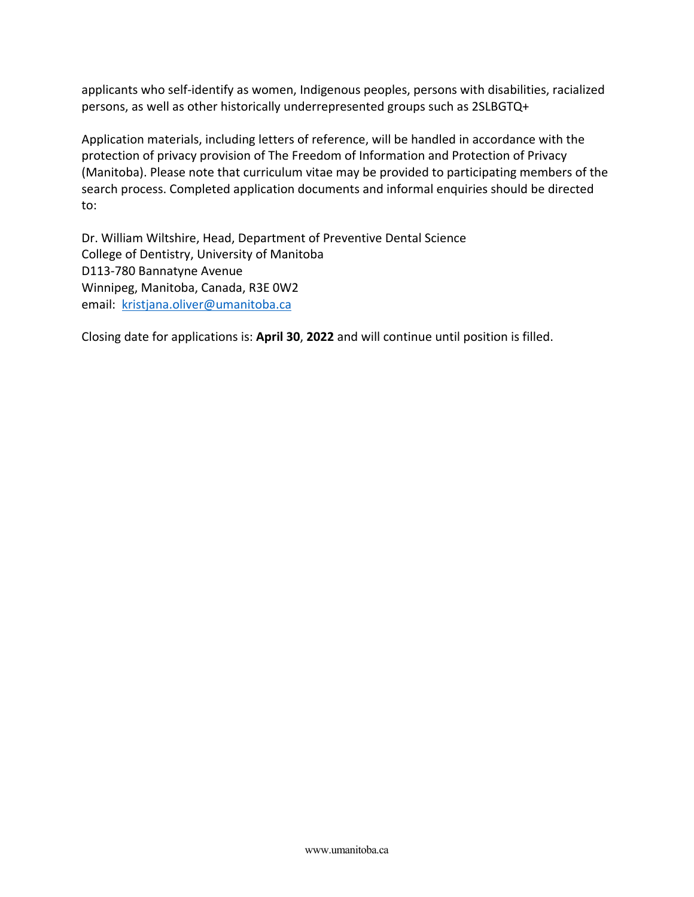applicants who self-identify as women, Indigenous peoples, persons with disabilities, racialized persons, as well as other historically underrepresented groups such as 2SLBGTQ+

Application materials, including letters of reference, will be handled in accordance with the protection of privacy provision of The Freedom of Information and Protection of Privacy (Manitoba). Please note that curriculum vitae may be provided to participating members of the search process. Completed application documents and informal enquiries should be directed to:

Dr. William Wiltshire, Head, Department of Preventive Dental Science
College of Dentistry, University of Manitoba
D113-780 Bannatyne Avenue
Winnipeg, Manitoba, Canada, R3E 0W2
email: kristjana.oliver@umanitoba.ca

Closing date for applications is: **April 30**, **2022** and will continue until position is filled.